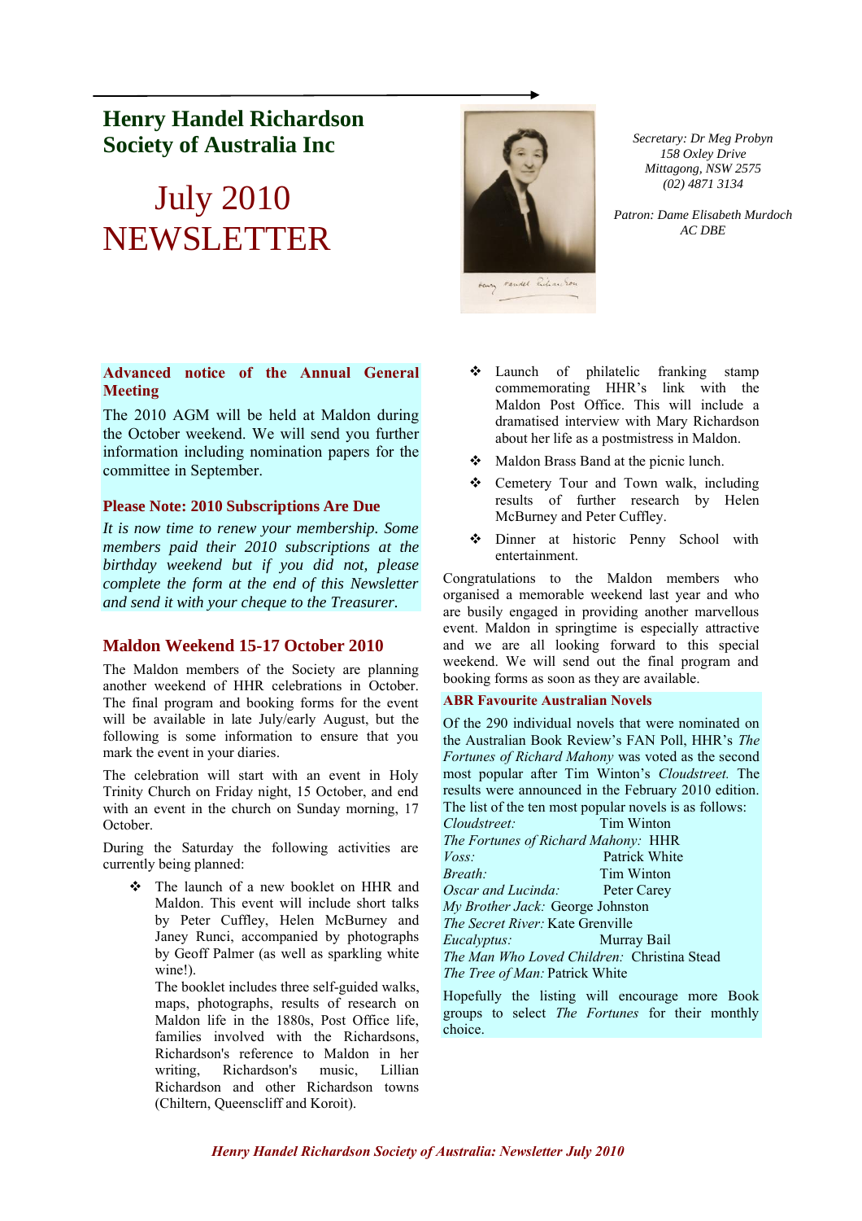# Henry Handel Richardson Society of Australia Inc

# July 2010 NEWSLETTER

*Secretary: Dr Meg Probyn*
*158 Oxley Drive*
*Mittagong, NSW 2575*
*(02) 4871 3134*

*Patron: Dame Elisabeth Murdoch AC DBE*

## Advanced notice of the Annual General Meeting

The 2010 AGM will be held at Maldon during the October weekend. We will send you further information including nomination papers for the committee in September.

## Please Note: 2010 Subscriptions Are Due

*It is now time to renew your membership. Some members paid their 2010 subscriptions at the birthday weekend but if you did not, please complete the form at the end of this Newsletter and send it with your cheque to the Treasurer.*

## Maldon Weekend 15-17 October 2010

The Maldon members of the Society are planning another weekend of HHR celebrations in October. The final program and booking forms for the event will be available in late July/early August, but the following is some information to ensure that you mark the event in your diaries.

The celebration will start with an event in Holy Trinity Church on Friday night, 15 October, and end with an event in the church on Sunday morning, 17 October.

During the Saturday the following activities are currently being planned:

- The launch of a new booklet on HHR and Maldon. This event will include short talks by Peter Cuffley, Helen McBurney and Janey Runci, accompanied by photographs by Geoff Palmer (as well as sparkling white wine!).

  The booklet includes three self-guided walks, maps, photographs, results of research on Maldon life in the 1880s, Post Office life, families involved with the Richardsons, Richardson's reference to Maldon in her writing, Richardson's music, Lillian Richardson and other Richardson towns (Chiltern, Queenscliff and Koroit).
- Launch of philatelic franking stamp commemorating HHR's link with the Maldon Post Office. This will include a dramatised interview with Mary Richardson about her life as a postmistress in Maldon.
- Maldon Brass Band at the picnic lunch.
- Cemetery Tour and Town walk, including results of further research by Helen McBurney and Peter Cuffley.
- Dinner at historic Penny School with entertainment.

Congratulations to the Maldon members who organised a memorable weekend last year and who are busily engaged in providing another marvellous event. Maldon in springtime is especially attractive and we are all looking forward to this special weekend. We will send out the final program and booking forms as soon as they are available.

## ABR Favourite Australian Novels

Of the 290 individual novels that were nominated on the Australian Book Review's FAN Poll, HHR's *The Fortunes of Richard Mahony* was voted as the second most popular after Tim Winton's *Cloudstreet.* The results were announced in the February 2010 edition. The list of the ten most popular novels is as follows:

| Title | Author |
|---|---|
| *Cloudstreet:* | Tim Winton |
| *The Fortunes of Richard Mahony:* | HHR |
| *Voss:* | Patrick White |
| *Breath:* | Tim Winton |
| *Oscar and Lucinda:* | Peter Carey |
| *My Brother Jack:* | George Johnston |
| *The Secret River:* | Kate Grenville |
| *Eucalyptus:* | Murray Bail |
| *The Man Who Loved Children:* | Christina Stead |
| *The Tree of Man:* | Patrick White |

Hopefully the listing will encourage more Book groups to select *The Fortunes* for their monthly choice.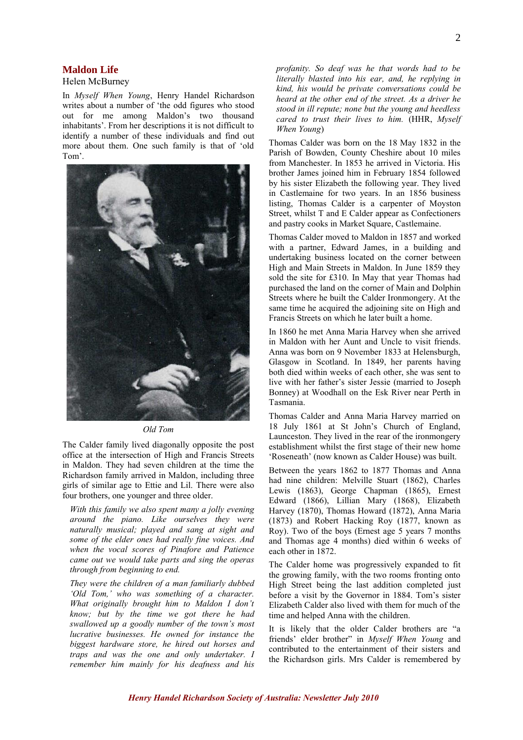## Maldon Life

Helen McBurney

In *Myself When Young*, Henry Handel Richardson writes about a number of 'the odd figures who stood out for me among Maldon's two thousand inhabitants'. From her descriptions it is not difficult to identify a number of these individuals and find out more about them. One such family is that of 'old Tom'.

*Old Tom*

The Calder family lived diagonally opposite the post office at the intersection of High and Francis Streets in Maldon. They had seven children at the time the Richardson family arrived in Maldon, including three girls of similar age to Ettie and Lil. There were also four brothers, one younger and three older.

> *With this family we also spent many a jolly evening around the piano. Like ourselves they were naturally musical; played and sang at sight and some of the elder ones had really fine voices. And when the vocal scores of Pinafore and Patience came out we would take parts and sing the operas through from beginning to end.*
>
> *They were the children of a man familiarly dubbed 'Old Tom,' who was something of a character. What originally brought him to Maldon I don't know; but by the time we got there he had swallowed up a goodly number of the town's most lucrative businesses. He owned for instance the biggest hardware store, he hired out horses and traps and was the one and only undertaker. I remember him mainly for his deafness and his profanity. So deaf was he that words had to be literally blasted into his ear, and, he replying in kind, his would be private conversations could be heard at the other end of the street. As a driver he stood in ill repute; none but the young and heedless cared to trust their lives to him.* (HHR, *Myself When Young*)

Thomas Calder was born on the 18 May 1832 in the Parish of Bowden, County Cheshire about 10 miles from Manchester. In 1853 he arrived in Victoria. His brother James joined him in February 1854 followed by his sister Elizabeth the following year. They lived in Castlemaine for two years. In an 1856 business listing, Thomas Calder is a carpenter of Moyston Street, whilst T and E Calder appear as Confectioners and pastry cooks in Market Square, Castlemaine.

Thomas Calder moved to Maldon in 1857 and worked with a partner, Edward James, in a building and undertaking business located on the corner between High and Main Streets in Maldon. In June 1859 they sold the site for £310. In May that year Thomas had purchased the land on the corner of Main and Dolphin Streets where he built the Calder Ironmongery. At the same time he acquired the adjoining site on High and Francis Streets on which he later built a home.

In 1860 he met Anna Maria Harvey when she arrived in Maldon with her Aunt and Uncle to visit friends. Anna was born on 9 November 1833 at Helensburgh, Glasgow in Scotland. In 1849, her parents having both died within weeks of each other, she was sent to live with her father's sister Jessie (married to Joseph Bonney) at Woodhall on the Esk River near Perth in Tasmania.

Thomas Calder and Anna Maria Harvey married on 18 July 1861 at St John's Church of England, Launceston. They lived in the rear of the ironmongery establishment whilst the first stage of their new home 'Roseneath' (now known as Calder House) was built.

Between the years 1862 to 1877 Thomas and Anna had nine children: Melville Stuart (1862), Charles Lewis (1863), George Chapman (1865), Ernest Edward (1866), Lillian Mary (1868), Elizabeth Harvey (1870), Thomas Howard (1872), Anna Maria (1873) and Robert Hacking Roy (1877, known as Roy). Two of the boys (Ernest age 5 years 7 months and Thomas age 4 months) died within 6 weeks of each other in 1872.

The Calder home was progressively expanded to fit the growing family, with the two rooms fronting onto High Street being the last addition completed just before a visit by the Governor in 1884. Tom's sister Elizabeth Calder also lived with them for much of the time and helped Anna with the children.

It is likely that the older Calder brothers are "a friends' elder brother" in *Myself When Young* and contributed to the entertainment of their sisters and the Richardson girls. Mrs Calder is remembered by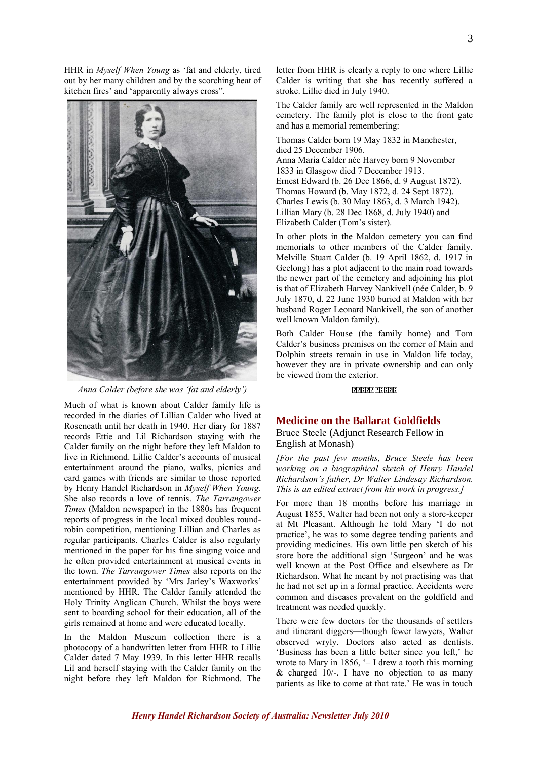HHR in *Myself When Young* as 'fat and elderly, tired out by her many children and by the scorching heat of kitchen fires' and 'apparently always cross".

*Anna Calder (before she was 'fat and elderly')*

Much of what is known about Calder family life is recorded in the diaries of Lillian Calder who lived at Roseneath until her death in 1940. Her diary for 1887 records Ettie and Lil Richardson staying with the Calder family on the night before they left Maldon to live in Richmond. Lillie Calder's accounts of musical entertainment around the piano, walks, picnics and card games with friends are similar to those reported by Henry Handel Richardson in *Myself When Young*. She also records a love of tennis. *The Tarrangower Times* (Maldon newspaper) in the 1880s has frequent reports of progress in the local mixed doubles round-robin competition, mentioning Lillian and Charles as regular participants. Charles Calder is also regularly mentioned in the paper for his fine singing voice and he often provided entertainment at musical events in the town. *The Tarrangower Times* also reports on the entertainment provided by 'Mrs Jarley's Waxworks' mentioned by HHR. The Calder family attended the Holy Trinity Anglican Church. Whilst the boys were sent to boarding school for their education, all of the girls remained at home and were educated locally.

In the Maldon Museum collection there is a photocopy of a handwritten letter from HHR to Lillie Calder dated 7 May 1939. In this letter HHR recalls Lil and herself staying with the Calder family on the night before they left Maldon for Richmond. The letter from HHR is clearly a reply to one where Lillie Calder is writing that she has recently suffered a stroke. Lillie died in July 1940.

The Calder family are well represented in the Maldon cemetery. The family plot is close to the front gate and has a memorial remembering:

Thomas Calder born 19 May 1832 in Manchester, died 25 December 1906.
Anna Maria Calder née Harvey born 9 November 1833 in Glasgow died 7 December 1913.
Ernest Edward (b. 26 Dec 1866, d. 9 August 1872).
Thomas Howard (b. May 1872, d. 24 Sept 1872).
Charles Lewis (b. 30 May 1863, d. 3 March 1942).
Lillian Mary (b. 28 Dec 1868, d. July 1940) and
Elizabeth Calder (Tom's sister).

In other plots in the Maldon cemetery you can find memorials to other members of the Calder family. Melville Stuart Calder (b. 19 April 1862, d. 1917 in Geelong) has a plot adjacent to the main road towards the newer part of the cemetery and adjoining his plot is that of Elizabeth Harvey Nankivell (née Calder, b. 9 July 1870, d. 22 June 1930 buried at Maldon with her husband Roger Leonard Nankivell, the son of another well known Maldon family).

Both Calder House (the family home) and Tom Calder's business premises on the corner of Main and Dolphin streets remain in use in Maldon life today, however they are in private ownership and can only be viewed from the exterior.

## Medicine on the Ballarat Goldfields

Bruce Steele (Adjunct Research Fellow in English at Monash)

*[For the past few months, Bruce Steele has been working on a biographical sketch of Henry Handel Richardson's father, Dr Walter Lindesay Richardson. This is an edited extract from his work in progress.]*

For more than 18 months before his marriage in August 1855, Walter had been not only a store-keeper at Mt Pleasant. Although he told Mary 'I do not practice', he was to some degree tending patients and providing medicines. His own little pen sketch of his store bore the additional sign 'Surgeon' and he was well known at the Post Office and elsewhere as Dr Richardson. What he meant by not practising was that he had not set up in a formal practice. Accidents were common and diseases prevalent on the goldfield and treatment was needed quickly.

There were few doctors for the thousands of settlers and itinerant diggers—though fewer lawyers, Walter observed wryly. Doctors also acted as dentists. 'Business has been a little better since you left,' he wrote to Mary in 1856, '– I drew a tooth this morning & charged 10/-. I have no objection to as many patients as like to come at that rate.' He was in touch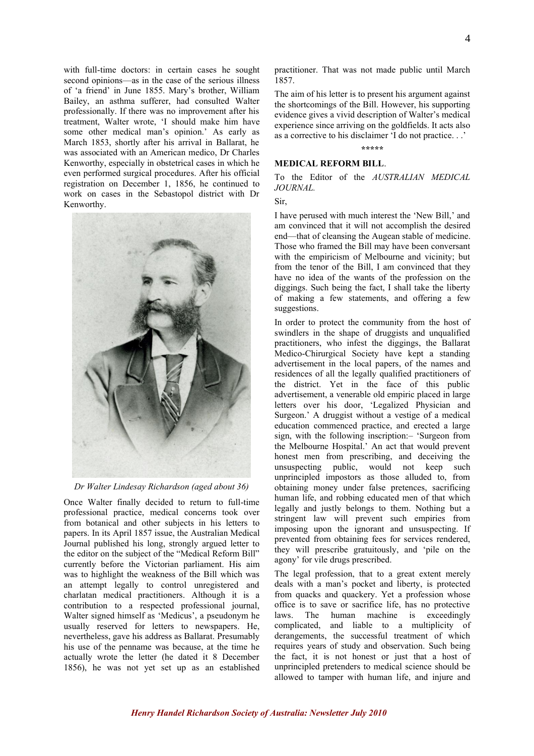with full-time doctors: in certain cases he sought second opinions—as in the case of the serious illness of 'a friend' in June 1855. Mary's brother, William Bailey, an asthma sufferer, had consulted Walter professionally. If there was no improvement after his treatment, Walter wrote, 'I should make him have some other medical man's opinion.' As early as March 1853, shortly after his arrival in Ballarat, he was associated with an American medico, Dr Charles Kenworthy, especially in obstetrical cases in which he even performed surgical procedures. After his official registration on December 1, 1856, he continued to work on cases in the Sebastopol district with Dr Kenworthy.

*Dr Walter Lindesay Richardson (aged about 36)*

Once Walter finally decided to return to full-time professional practice, medical concerns took over from botanical and other subjects in his letters to papers. In its April 1857 issue, the Australian Medical Journal published his long, strongly argued letter to the editor on the subject of the "Medical Reform Bill" currently before the Victorian parliament. His aim was to highlight the weakness of the Bill which was an attempt legally to control unregistered and charlatan medical practitioners. Although it is a contribution to a respected professional journal, Walter signed himself as 'Medicus', a pseudonym he usually reserved for letters to newspapers. He, nevertheless, gave his address as Ballarat. Presumably his use of the penname was because, at the time he actually wrote the letter (he dated it 8 December 1856), he was not yet set up as an established practitioner. That was not made public until March 1857.

The aim of his letter is to present his argument against the shortcomings of the Bill. However, his supporting evidence gives a vivid description of Walter's medical experience since arriving on the goldfields. It acts also as a corrective to his disclaimer 'I do not practice. . .'

\*\*\*\*\*

**MEDICAL REFORM BILL**.

To the Editor of the *AUSTRALIAN MEDICAL JOURNAL.*

Sir,

I have perused with much interest the 'New Bill,' and am convinced that it will not accomplish the desired end—that of cleansing the Augean stable of medicine. Those who framed the Bill may have been conversant with the empiricism of Melbourne and vicinity; but from the tenor of the Bill, I am convinced that they have no idea of the wants of the profession on the diggings. Such being the fact, I shall take the liberty of making a few statements, and offering a few suggestions.

In order to protect the community from the host of swindlers in the shape of druggists and unqualified practitioners, who infest the diggings, the Ballarat Medico-Chirurgical Society have kept a standing advertisement in the local papers, of the names and residences of all the legally qualified practitioners of the district. Yet in the face of this public advertisement, a venerable old empiric placed in large letters over his door, 'Legalized Physician and Surgeon.' A druggist without a vestige of a medical education commenced practice, and erected a large sign, with the following inscription:– 'Surgeon from the Melbourne Hospital.' An act that would prevent honest men from prescribing, and deceiving the unsuspecting public, would not keep such unprincipled impostors as those alluded to, from obtaining money under false pretences, sacrificing human life, and robbing educated men of that which legally and justly belongs to them. Nothing but a stringent law will prevent such empiries from imposing upon the ignorant and unsuspecting. If prevented from obtaining fees for services rendered, they will prescribe gratuitously, and 'pile on the agony' for vile drugs prescribed.

The legal profession, that to a great extent merely deals with a man's pocket and liberty, is protected from quacks and quackery. Yet a profession whose office is to save or sacrifice life, has no protective laws. The human machine is exceedingly complicated, and liable to a multiplicity of derangements, the successful treatment of which requires years of study and observation. Such being the fact, it is not honest or just that a host of unprincipled pretenders to medical science should be allowed to tamper with human life, and injure and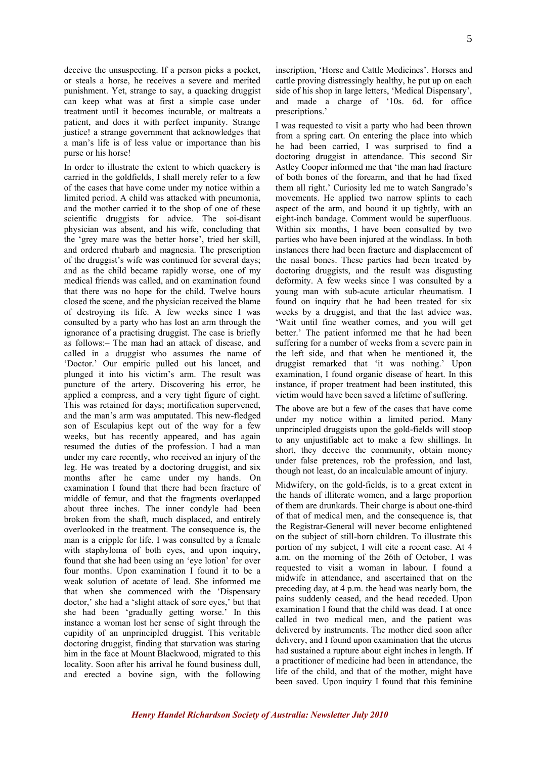deceive the unsuspecting. If a person picks a pocket, or steals a horse, he receives a severe and merited punishment. Yet, strange to say, a quacking druggist can keep what was at first a simple case under treatment until it becomes incurable, or maltreats a patient, and does it with perfect impunity. Strange justice! a strange government that acknowledges that a man's life is of less value or importance than his purse or his horse!

In order to illustrate the extent to which quackery is carried in the goldfields, I shall merely refer to a few of the cases that have come under my notice within a limited period. A child was attacked with pneumonia, and the mother carried it to the shop of one of these scientific druggists for advice. The soi-disant physician was absent, and his wife, concluding that the 'grey mare was the better horse', tried her skill, and ordered rhubarb and magnesia. The prescription of the druggist's wife was continued for several days; and as the child became rapidly worse, one of my medical friends was called, and on examination found that there was no hope for the child. Twelve hours closed the scene, and the physician received the blame of destroying its life. A few weeks since I was consulted by a party who has lost an arm through the ignorance of a practising druggist. The case is briefly as follows:– The man had an attack of disease, and called in a druggist who assumes the name of 'Doctor.' Our empiric pulled out his lancet, and plunged it into his victim's arm. The result was puncture of the artery. Discovering his error, he applied a compress, and a very tight figure of eight. This was retained for days; mortification supervened, and the man's arm was amputated. This new-fledged son of Esculapius kept out of the way for a few weeks, but has recently appeared, and has again resumed the duties of the profession. I had a man under my care recently, who received an injury of the leg. He was treated by a doctoring druggist, and six months after he came under my hands. On examination I found that there had been fracture of middle of femur, and that the fragments overlapped about three inches. The inner condyle had been broken from the shaft, much displaced, and entirely overlooked in the treatment. The consequence is, the man is a cripple for life. I was consulted by a female with staphyloma of both eyes, and upon inquiry, found that she had been using an 'eye lotion' for over four months. Upon examination I found it to be a weak solution of acetate of lead. She informed me that when she commenced with the 'Dispensary doctor,' she had a 'slight attack of sore eyes,' but that she had been 'gradually getting worse.' In this instance a woman lost her sense of sight through the cupidity of an unprincipled druggist. This veritable doctoring druggist, finding that starvation was staring him in the face at Mount Blackwood, migrated to this locality. Soon after his arrival he found business dull, and erected a bovine sign, with the following inscription, 'Horse and Cattle Medicines'. Horses and cattle proving distressingly healthy, he put up on each side of his shop in large letters, 'Medical Dispensary', and made a charge of '10s. 6d. for office prescriptions.'

I was requested to visit a party who had been thrown from a spring cart. On entering the place into which he had been carried, I was surprised to find a doctoring druggist in attendance. This second Sir Astley Cooper informed me that 'the man had fracture of both bones of the forearm, and that he had fixed them all right.' Curiosity led me to watch Sangrado's movements. He applied two narrow splints to each aspect of the arm, and bound it up tightly, with an eight-inch bandage. Comment would be superfluous. Within six months, I have been consulted by two parties who have been injured at the windlass. In both instances there had been fracture and displacement of the nasal bones. These parties had been treated by doctoring druggists, and the result was disgusting deformity. A few weeks since I was consulted by a young man with sub-acute articular rheumatism. I found on inquiry that he had been treated for six weeks by a druggist, and that the last advice was, 'Wait until fine weather comes, and you will get better.' The patient informed me that he had been suffering for a number of weeks from a severe pain in the left side, and that when he mentioned it, the druggist remarked that 'it was nothing.' Upon examination, I found organic disease of heart. In this instance, if proper treatment had been instituted, this victim would have been saved a lifetime of suffering.

The above are but a few of the cases that have come under my notice within a limited period. Many unprincipled druggists upon the gold-fields will stoop to any unjustifiable act to make a few shillings. In short, they deceive the community, obtain money under false pretences, rob the profession, and last, though not least, do an incalculable amount of injury.

Midwifery, on the gold-fields, is to a great extent in the hands of illiterate women, and a large proportion of them are drunkards. Their charge is about one-third of that of medical men, and the consequence is, that the Registrar-General will never become enlightened on the subject of still-born children. To illustrate this portion of my subject, I will cite a recent case. At 4 a.m. on the morning of the 26th of October, I was requested to visit a woman in labour. I found a midwife in attendance, and ascertained that on the preceding day, at 4 p.m. the head was nearly born, the pains suddenly ceased, and the head receded. Upon examination I found that the child was dead. I at once called in two medical men, and the patient was delivered by instruments. The mother died soon after delivery, and I found upon examination that the uterus had sustained a rupture about eight inches in length. If a practitioner of medicine had been in attendance, the life of the child, and that of the mother, might have been saved. Upon inquiry I found that this feminine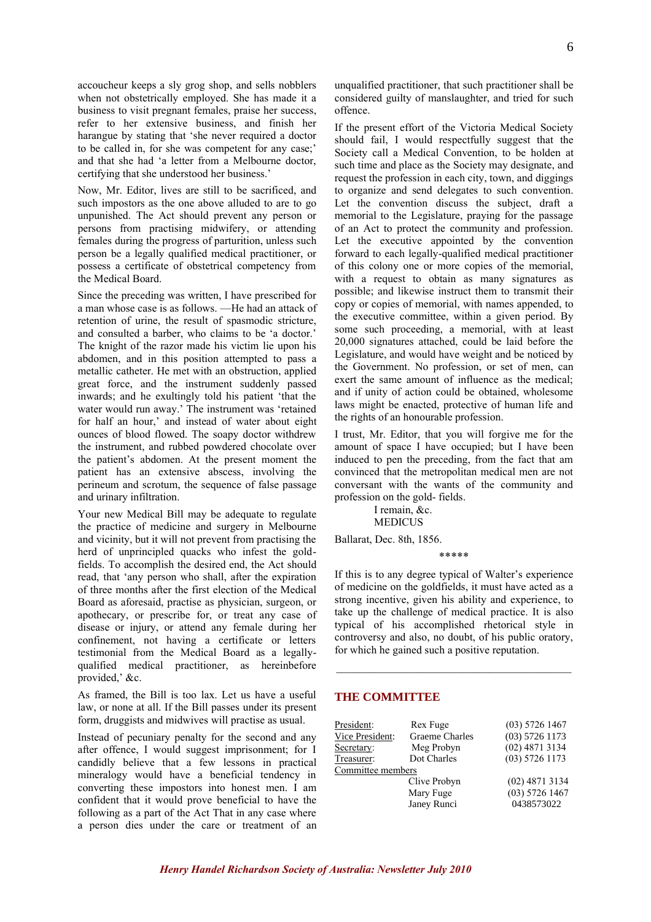accoucheur keeps a sly grog shop, and sells nobblers when not obstetrically employed. She has made it a business to visit pregnant females, praise her success, refer to her extensive business, and finish her harangue by stating that 'she never required a doctor to be called in, for she was competent for any case;' and that she had 'a letter from a Melbourne doctor, certifying that she understood her business.'

Now, Mr. Editor, lives are still to be sacrificed, and such impostors as the one above alluded to are to go unpunished. The Act should prevent any person or persons from practising midwifery, or attending females during the progress of parturition, unless such person be a legally qualified medical practitioner, or possess a certificate of obstetrical competency from the Medical Board.

Since the preceding was written, I have prescribed for a man whose case is as follows. —He had an attack of retention of urine, the result of spasmodic stricture, and consulted a barber, who claims to be 'a doctor.' The knight of the razor made his victim lie upon his abdomen, and in this position attempted to pass a metallic catheter. He met with an obstruction, applied great force, and the instrument suddenly passed inwards; and he exultingly told his patient 'that the water would run away.' The instrument was 'retained for half an hour,' and instead of water about eight ounces of blood flowed. The soapy doctor withdrew the instrument, and rubbed powdered chocolate over the patient's abdomen. At the present moment the patient has an extensive abscess, involving the perineum and scrotum, the sequence of false passage and urinary infiltration.

Your new Medical Bill may be adequate to regulate the practice of medicine and surgery in Melbourne and vicinity, but it will not prevent from practising the herd of unprincipled quacks who infest the gold-fields. To accomplish the desired end, the Act should read, that 'any person who shall, after the expiration of three months after the first election of the Medical Board as aforesaid, practise as physician, surgeon, or apothecary, or prescribe for, or treat any case of disease or injury, or attend any female during her confinement, not having a certificate or letters testimonial from the Medical Board as a legally-qualified medical practitioner, as hereinbefore provided,' &c.

As framed, the Bill is too lax. Let us have a useful law, or none at all. If the Bill passes under its present form, druggists and midwives will practise as usual.

Instead of pecuniary penalty for the second and any after offence, I would suggest imprisonment; for I candidly believe that a few lessons in practical mineralogy would have a beneficial tendency in converting these impostors into honest men. I am confident that it would prove beneficial to have the following as a part of the Act That in any case where a person dies under the care or treatment of an unqualified practitioner, that such practitioner shall be considered guilty of manslaughter, and tried for such offence.

If the present effort of the Victoria Medical Society should fail, I would respectfully suggest that the Society call a Medical Convention, to be holden at such time and place as the Society may designate, and request the profession in each city, town, and diggings to organize and send delegates to such convention. Let the convention discuss the subject, draft a memorial to the Legislature, praying for the passage of an Act to protect the community and profession. Let the executive appointed by the convention forward to each legally-qualified medical practitioner of this colony one or more copies of the memorial, with a request to obtain as many signatures as possible; and likewise instruct them to transmit their copy or copies of memorial, with names appended, to the executive committee, within a given period. By some such proceeding, a memorial, with at least 20,000 signatures attached, could be laid before the Legislature, and would have weight and be noticed by the Government. No profession, or set of men, can exert the same amount of influence as the medical; and if unity of action could be obtained, wholesome laws might be enacted, protective of human life and the rights of an honourable profession.

I trust, Mr. Editor, that you will forgive me for the amount of space I have occupied; but I have been induced to pen the preceding, from the fact that am convinced that the metropolitan medical men are not conversant with the wants of the community and profession on the gold- fields.

I remain, &c.
MEDICUS

Ballarat, Dec. 8th, 1856.

*****

If this is to any degree typical of Walter's experience of medicine on the goldfields, it must have acted as a strong incentive, given his ability and experience, to take up the challenge of medical practice. It is also typical of his accomplished rhetorical style in controversy and also, no doubt, of his public oratory, for which he gained such a positive reputation.

---

## THE COMMITTEE

| | | |
|---|---|---|
| President: | Rex Fuge | (03) 5726 1467 |
| Vice President: | Graeme Charles | (03) 5726 1173 |
| Secretary: | Meg Probyn | (02) 4871 3134 |
| Treasurer: | Dot Charles | (03) 5726 1173 |
| Committee members | | |
| | Clive Probyn | (02) 4871 3134 |
| | Mary Fuge | (03) 5726 1467 |
| | Janey Runci | 0438573022 |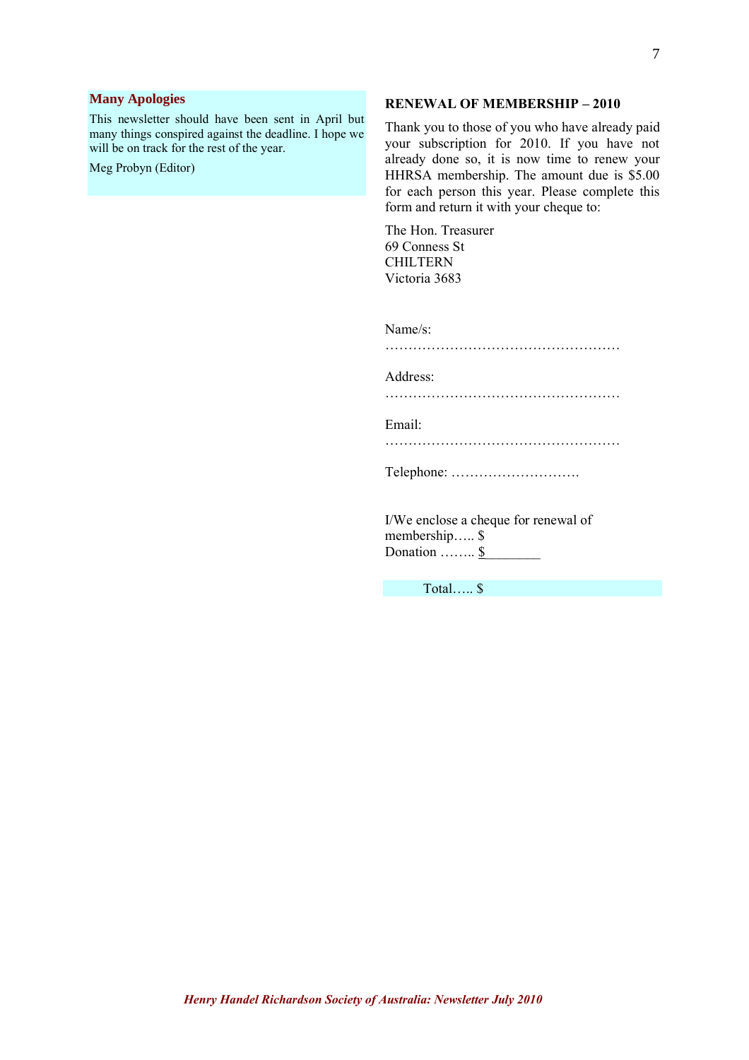## Many Apologies

This newsletter should have been sent in April but many things conspired against the deadline. I hope we will be on track for the rest of the year.

Meg Probyn (Editor)

## RENEWAL OF MEMBERSHIP – 2010

Thank you to those of you who have already paid your subscription for 2010. If you have not already done so, it is now time to renew your HHRSA membership. The amount due is $5.00 for each person this year. Please complete this form and return it with your cheque to:

The Hon. Treasurer
69 Conness St
CHILTERN
Victoria 3683

Name/s: ……………………………………………

Address: ……………………………………………

Email: ……………………………………………

Telephone: ……………………….

I/We enclose a cheque for renewal of membership….. $
Donation …….. $________

Total….. $